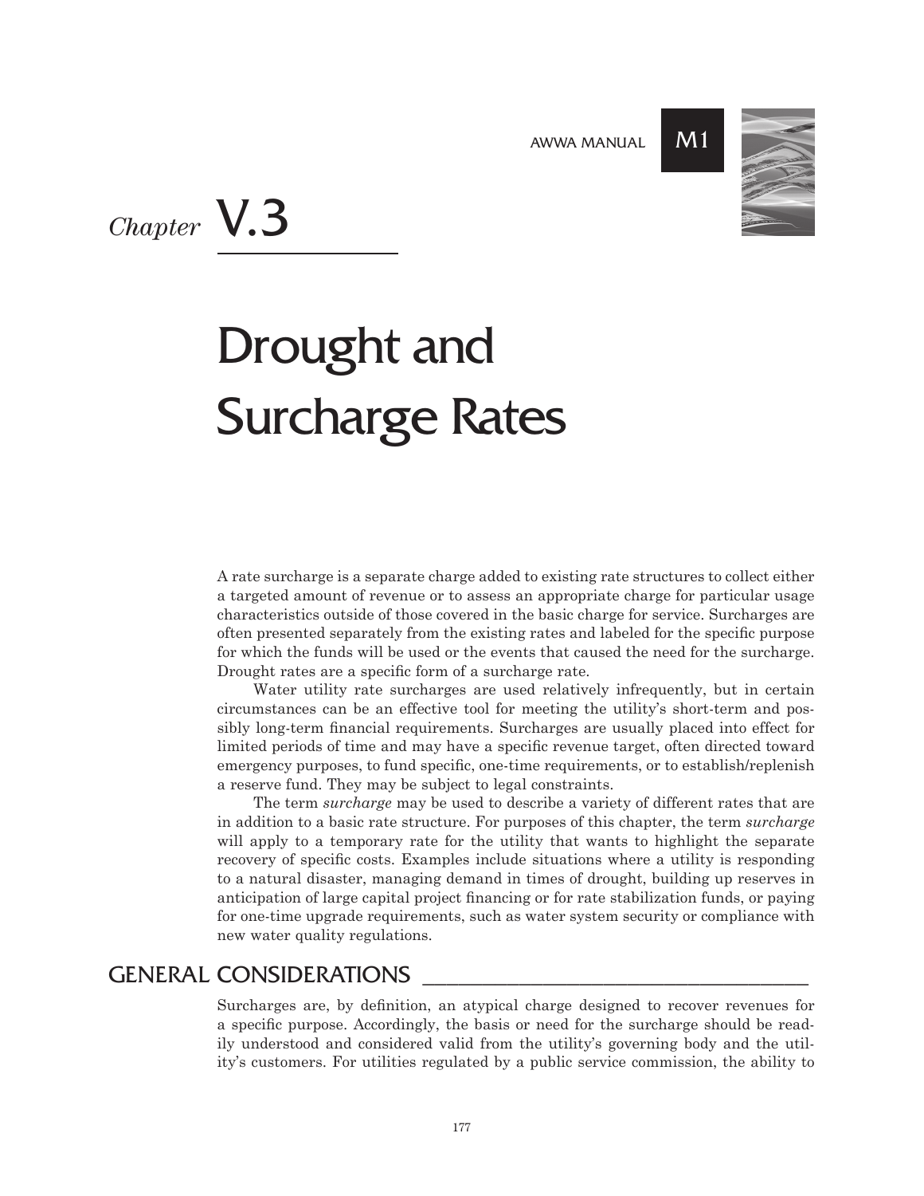AWWA MANUAL M1

# Chapter V.3

# Drought and Surcharge Rates

A rate surcharge is a separate charge added to existing rate structures to collect either a targeted amount of revenue or to assess an appropriate charge for particular usage characteristics outside of those covered in the basic charge for service. Surcharges are often presented separately from the existing rates and labeled for the specific purpose for which the funds will be used or the events that caused the need for the surcharge. Drought rates are a specific form of a surcharge rate.

Water utility rate surcharges are used relatively infrequently, but in certain circumstances can be an effective tool for meeting the utility's short-term and possibly long-term financial requirements. Surcharges are usually placed into effect for limited periods of time and may have a specific revenue target, often directed toward emergency purposes, to fund specific, one-time requirements, or to establish/replenish a reserve fund. They may be subject to legal constraints.

The term *surcharge* may be used to describe a variety of different rates that are in addition to a basic rate structure. For purposes of this chapter, the term *surcharge* will apply to a temporary rate for the utility that wants to highlight the separate recovery of specific costs. Examples include situations where a utility is responding to a natural disaster, managing demand in times of drought, building up reserves in anticipation of large capital project financing or for rate stabilization funds, or paying for one-time upgrade requirements, such as water system security or compliance with new water quality regulations.

## GENERAL CONSIDERATIONS

Surcharges are, by definition, an atypical charge designed to recover revenues for a specific purpose. Accordingly, the basis or need for the surcharge should be readily understood and considered valid from the utility's governing body and the utility's customers. For utilities regulated by a public service commission, the ability to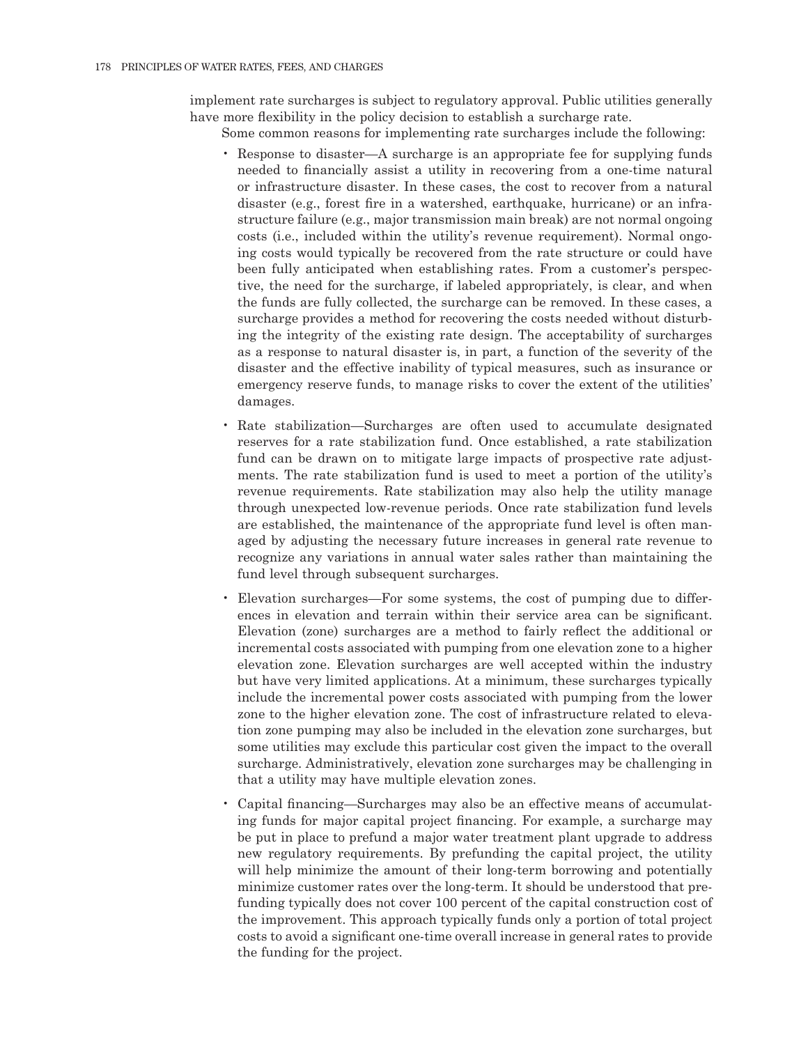implement rate surcharges is subject to regulatory approval. Public utilities generally have more flexibility in the policy decision to establish a surcharge rate.

Some common reasons for implementing rate surcharges include the following:

- Response to disaster—A surcharge is an appropriate fee for supplying funds needed to financially assist a utility in recovering from a one-time natural or infrastructure disaster. In these cases, the cost to recover from a natural disaster (e.g., forest fire in a watershed, earthquake, hurricane) or an infrastructure failure (e.g., major transmission main break) are not normal ongoing costs (i.e., included within the utility's revenue requirement). Normal ongoing costs would typically be recovered from the rate structure or could have been fully anticipated when establishing rates. From a customer's perspective, the need for the surcharge, if labeled appropriately, is clear, and when the funds are fully collected, the surcharge can be removed. In these cases, a surcharge provides a method for recovering the costs needed without disturbing the integrity of the existing rate design. The acceptability of surcharges as a response to natural disaster is, in part, a function of the severity of the disaster and the effective inability of typical measures, such as insurance or emergency reserve funds, to manage risks to cover the extent of the utilities' damages.
- Rate stabilization—Surcharges are often used to accumulate designated reserves for a rate stabilization fund. Once established, a rate stabilization fund can be drawn on to mitigate large impacts of prospective rate adjustments. The rate stabilization fund is used to meet a portion of the utility's revenue requirements. Rate stabilization may also help the utility manage through unexpected low-revenue periods. Once rate stabilization fund levels are established, the maintenance of the appropriate fund level is often managed by adjusting the necessary future increases in general rate revenue to recognize any variations in annual water sales rather than maintaining the fund level through subsequent surcharges.
- Elevation surcharges—For some systems, the cost of pumping due to differences in elevation and terrain within their service area can be significant. Elevation (zone) surcharges are a method to fairly reflect the additional or incremental costs associated with pumping from one elevation zone to a higher elevation zone. Elevation surcharges are well accepted within the industry but have very limited applications. At a minimum, these surcharges typically include the incremental power costs associated with pumping from the lower zone to the higher elevation zone. The cost of infrastructure related to elevation zone pumping may also be included in the elevation zone surcharges, but some utilities may exclude this particular cost given the impact to the overall surcharge. Administratively, elevation zone surcharges may be challenging in that a utility may have multiple elevation zones.
- Capital financing—Surcharges may also be an effective means of accumulating funds for major capital project financing. For example, a surcharge may be put in place to prefund a major water treatment plant upgrade to address new regulatory requirements. By prefunding the capital project, the utility will help minimize the amount of their long-term borrowing and potentially minimize customer rates over the long-term. It should be understood that prefunding typically does not cover 100 percent of the capital construction cost of the improvement. This approach typically funds only a portion of total project costs to avoid a significant one-time overall increase in general rates to provide the funding for the project.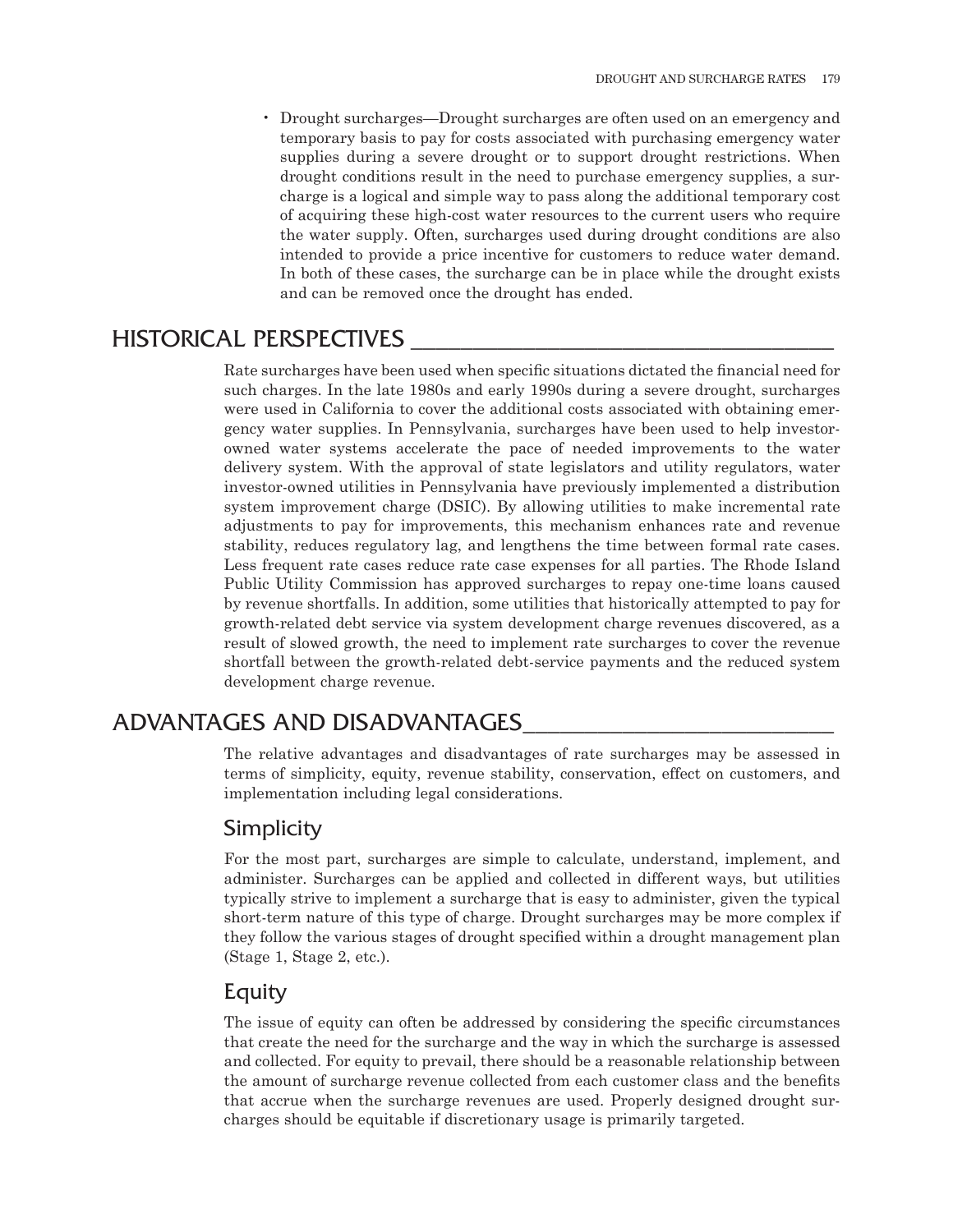- Drought surcharges—Drought surcharges are often used on an emergency and temporary basis to pay for costs associated with purchasing emergency water supplies during a severe drought or to support drought restrictions. When drought conditions result in the need to purchase emergency supplies, a surcharge is a logical and simple way to pass along the additional temporary cost of acquiring these high-cost water resources to the current users who require the water supply. Often, surcharges used during drought conditions are also intended to provide a price incentive for customers to reduce water demand. In both of these cases, the surcharge can be in place while the drought exists and can be removed once the drought has ended.

## HISTORICAL PERSPECTIVES

Rate surcharges have been used when specific situations dictated the financial need for such charges. In the late 1980s and early 1990s during a severe drought, surcharges were used in California to cover the additional costs associated with obtaining emergency water supplies. In Pennsylvania, surcharges have been used to help investor-owned water systems accelerate the pace of needed improvements to the water delivery system. With the approval of state legislators and utility regulators, water investor-owned utilities in Pennsylvania have previously implemented a distribution system improvement charge (DSIC). By allowing utilities to make incremental rate adjustments to pay for improvements, this mechanism enhances rate and revenue stability, reduces regulatory lag, and lengthens the time between formal rate cases. Less frequent rate cases reduce rate case expenses for all parties. The Rhode Island Public Utility Commission has approved surcharges to repay one-time loans caused by revenue shortfalls. In addition, some utilities that historically attempted to pay for growth-related debt service via system development charge revenues discovered, as a result of slowed growth, the need to implement rate surcharges to cover the revenue shortfall between the growth-related debt-service payments and the reduced system development charge revenue.

## ADVANTAGES AND DISADVANTAGES

The relative advantages and disadvantages of rate surcharges may be assessed in terms of simplicity, equity, revenue stability, conservation, effect on customers, and implementation including legal considerations.

### Simplicity

For the most part, surcharges are simple to calculate, understand, implement, and administer. Surcharges can be applied and collected in different ways, but utilities typically strive to implement a surcharge that is easy to administer, given the typical short-term nature of this type of charge. Drought surcharges may be more complex if they follow the various stages of drought specified within a drought management plan (Stage 1, Stage 2, etc.).

### Equity

The issue of equity can often be addressed by considering the specific circumstances that create the need for the surcharge and the way in which the surcharge is assessed and collected. For equity to prevail, there should be a reasonable relationship between the amount of surcharge revenue collected from each customer class and the benefits that accrue when the surcharge revenues are used. Properly designed drought surcharges should be equitable if discretionary usage is primarily targeted.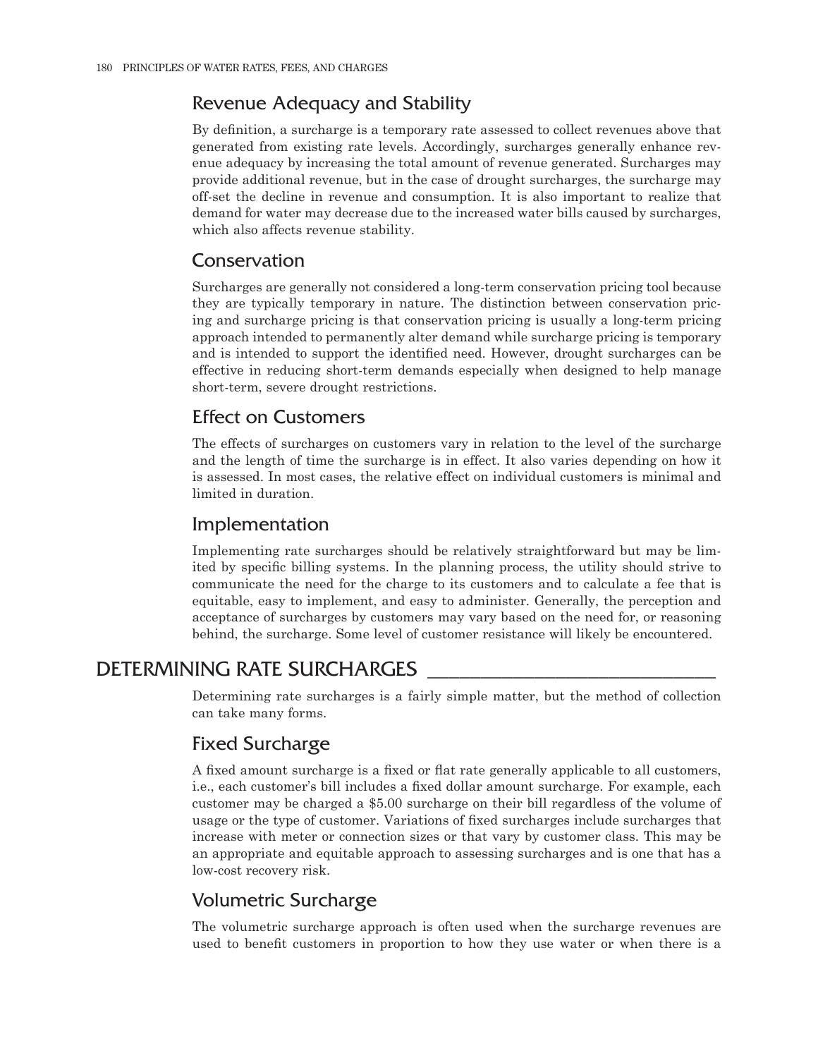### Revenue Adequacy and Stability

By definition, a surcharge is a temporary rate assessed to collect revenues above that generated from existing rate levels. Accordingly, surcharges generally enhance revenue adequacy by increasing the total amount of revenue generated. Surcharges may provide additional revenue, but in the case of drought surcharges, the surcharge may off-set the decline in revenue and consumption. It is also important to realize that demand for water may decrease due to the increased water bills caused by surcharges, which also affects revenue stability.

### Conservation

Surcharges are generally not considered a long-term conservation pricing tool because they are typically temporary in nature. The distinction between conservation pricing and surcharge pricing is that conservation pricing is usually a long-term pricing approach intended to permanently alter demand while surcharge pricing is temporary and is intended to support the identified need. However, drought surcharges can be effective in reducing short-term demands especially when designed to help manage short-term, severe drought restrictions.

### Effect on Customers

The effects of surcharges on customers vary in relation to the level of the surcharge and the length of time the surcharge is in effect. It also varies depending on how it is assessed. In most cases, the relative effect on individual customers is minimal and limited in duration.

### Implementation

Implementing rate surcharges should be relatively straightforward but may be limited by specific billing systems. In the planning process, the utility should strive to communicate the need for the charge to its customers and to calculate a fee that is equitable, easy to implement, and easy to administer. Generally, the perception and acceptance of surcharges by customers may vary based on the need for, or reasoning behind, the surcharge. Some level of customer resistance will likely be encountered.

## DETERMINING RATE SURCHARGES

Determining rate surcharges is a fairly simple matter, but the method of collection can take many forms.

### Fixed Surcharge

A fixed amount surcharge is a fixed or flat rate generally applicable to all customers, i.e., each customer's bill includes a fixed dollar amount surcharge. For example, each customer may be charged a $5.00 surcharge on their bill regardless of the volume of usage or the type of customer. Variations of fixed surcharges include surcharges that increase with meter or connection sizes or that vary by customer class. This may be an appropriate and equitable approach to assessing surcharges and is one that has a low-cost recovery risk.

### Volumetric Surcharge

The volumetric surcharge approach is often used when the surcharge revenues are used to benefit customers in proportion to how they use water or when there is a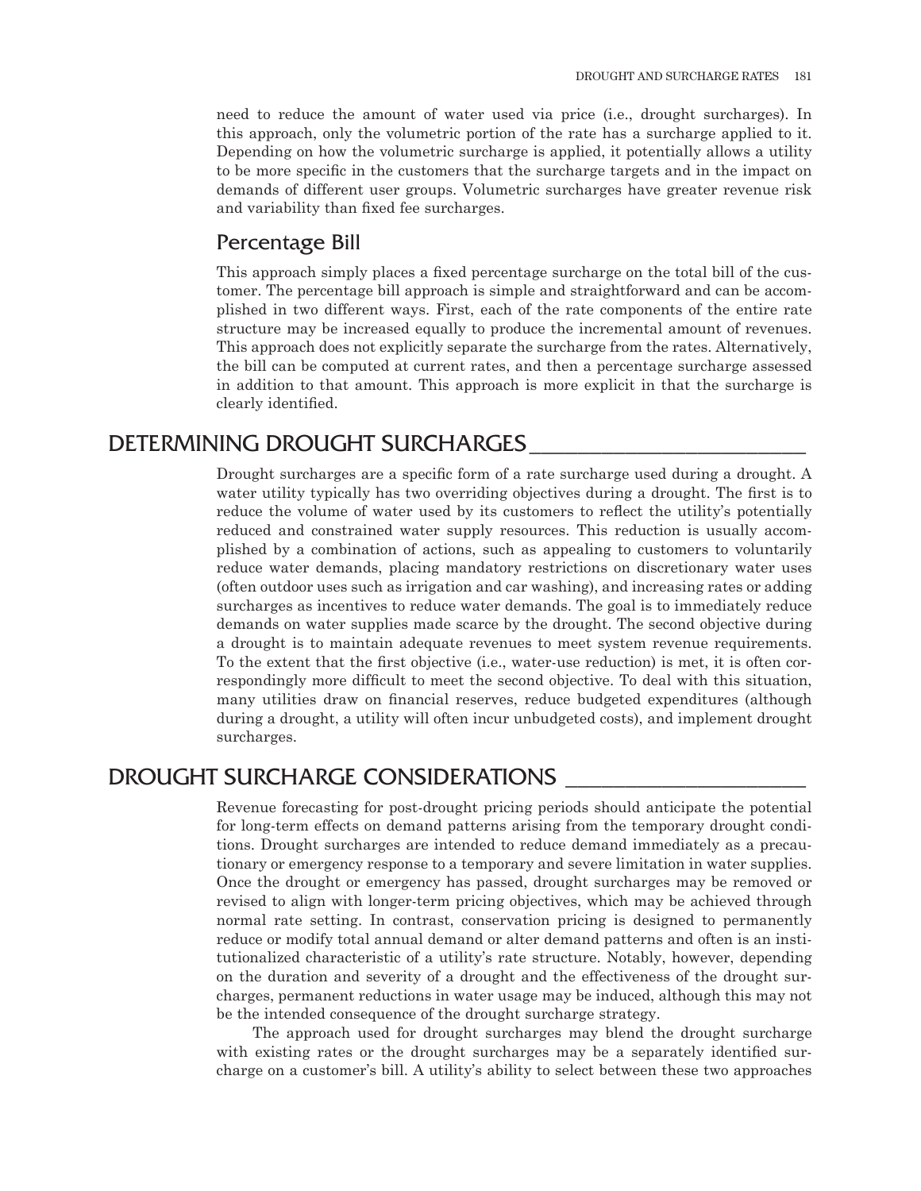need to reduce the amount of water used via price (i.e., drought surcharges). In this approach, only the volumetric portion of the rate has a surcharge applied to it. Depending on how the volumetric surcharge is applied, it potentially allows a utility to be more specific in the customers that the surcharge targets and in the impact on demands of different user groups. Volumetric surcharges have greater revenue risk and variability than fixed fee surcharges.

### Percentage Bill

This approach simply places a fixed percentage surcharge on the total bill of the customer. The percentage bill approach is simple and straightforward and can be accomplished in two different ways. First, each of the rate components of the entire rate structure may be increased equally to produce the incremental amount of revenues. This approach does not explicitly separate the surcharge from the rates. Alternatively, the bill can be computed at current rates, and then a percentage surcharge assessed in addition to that amount. This approach is more explicit in that the surcharge is clearly identified.

## DETERMINING DROUGHT SURCHARGES

Drought surcharges are a specific form of a rate surcharge used during a drought. A water utility typically has two overriding objectives during a drought. The first is to reduce the volume of water used by its customers to reflect the utility's potentially reduced and constrained water supply resources. This reduction is usually accomplished by a combination of actions, such as appealing to customers to voluntarily reduce water demands, placing mandatory restrictions on discretionary water uses (often outdoor uses such as irrigation and car washing), and increasing rates or adding surcharges as incentives to reduce water demands. The goal is to immediately reduce demands on water supplies made scarce by the drought. The second objective during a drought is to maintain adequate revenues to meet system revenue requirements. To the extent that the first objective (i.e., water-use reduction) is met, it is often correspondingly more difficult to meet the second objective. To deal with this situation, many utilities draw on financial reserves, reduce budgeted expenditures (although during a drought, a utility will often incur unbudgeted costs), and implement drought surcharges.

## DROUGHT SURCHARGE CONSIDERATIONS

Revenue forecasting for post-drought pricing periods should anticipate the potential for long-term effects on demand patterns arising from the temporary drought conditions. Drought surcharges are intended to reduce demand immediately as a precautionary or emergency response to a temporary and severe limitation in water supplies. Once the drought or emergency has passed, drought surcharges may be removed or revised to align with longer-term pricing objectives, which may be achieved through normal rate setting. In contrast, conservation pricing is designed to permanently reduce or modify total annual demand or alter demand patterns and often is an institutionalized characteristic of a utility's rate structure. Notably, however, depending on the duration and severity of a drought and the effectiveness of the drought surcharges, permanent reductions in water usage may be induced, although this may not be the intended consequence of the drought surcharge strategy.

The approach used for drought surcharges may blend the drought surcharge with existing rates or the drought surcharges may be a separately identified surcharge on a customer's bill. A utility's ability to select between these two approaches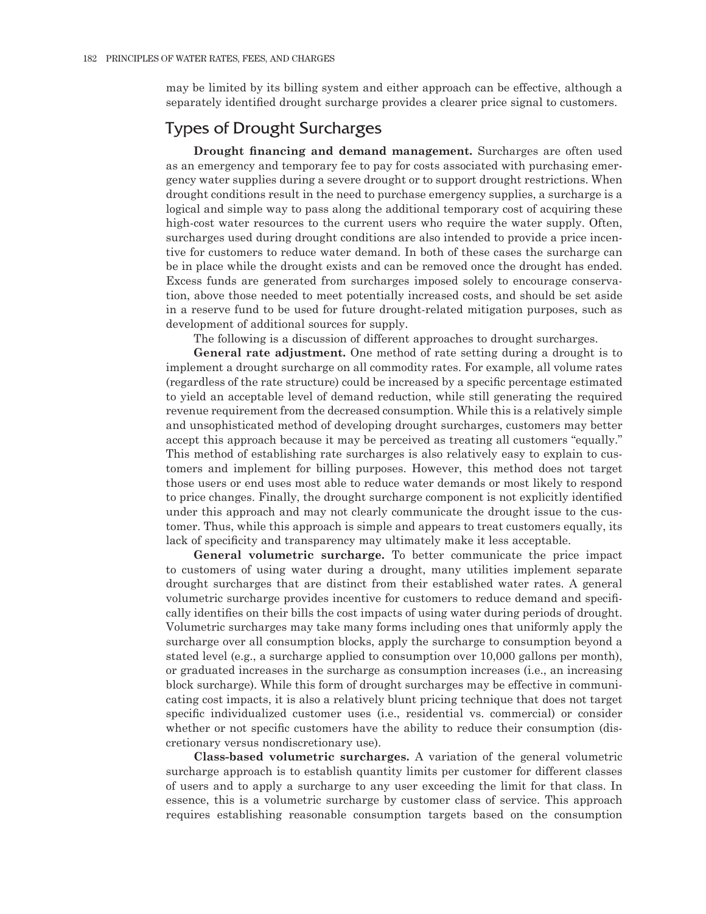may be limited by its billing system and either approach can be effective, although a separately identified drought surcharge provides a clearer price signal to customers.

## Types of Drought Surcharges

**Drought financing and demand management.** Surcharges are often used as an emergency and temporary fee to pay for costs associated with purchasing emergency water supplies during a severe drought or to support drought restrictions. When drought conditions result in the need to purchase emergency supplies, a surcharge is a logical and simple way to pass along the additional temporary cost of acquiring these high-cost water resources to the current users who require the water supply. Often, surcharges used during drought conditions are also intended to provide a price incentive for customers to reduce water demand. In both of these cases the surcharge can be in place while the drought exists and can be removed once the drought has ended. Excess funds are generated from surcharges imposed solely to encourage conservation, above those needed to meet potentially increased costs, and should be set aside in a reserve fund to be used for future drought-related mitigation purposes, such as development of additional sources for supply.

The following is a discussion of different approaches to drought surcharges.

**General rate adjustment.** One method of rate setting during a drought is to implement a drought surcharge on all commodity rates. For example, all volume rates (regardless of the rate structure) could be increased by a specific percentage estimated to yield an acceptable level of demand reduction, while still generating the required revenue requirement from the decreased consumption. While this is a relatively simple and unsophisticated method of developing drought surcharges, customers may better accept this approach because it may be perceived as treating all customers "equally." This method of establishing rate surcharges is also relatively easy to explain to customers and implement for billing purposes. However, this method does not target those users or end uses most able to reduce water demands or most likely to respond to price changes. Finally, the drought surcharge component is not explicitly identified under this approach and may not clearly communicate the drought issue to the customer. Thus, while this approach is simple and appears to treat customers equally, its lack of specificity and transparency may ultimately make it less acceptable.

**General volumetric surcharge.** To better communicate the price impact to customers of using water during a drought, many utilities implement separate drought surcharges that are distinct from their established water rates. A general volumetric surcharge provides incentive for customers to reduce demand and specifically identifies on their bills the cost impacts of using water during periods of drought. Volumetric surcharges may take many forms including ones that uniformly apply the surcharge over all consumption blocks, apply the surcharge to consumption beyond a stated level (e.g., a surcharge applied to consumption over 10,000 gallons per month), or graduated increases in the surcharge as consumption increases (i.e., an increasing block surcharge). While this form of drought surcharges may be effective in communicating cost impacts, it is also a relatively blunt pricing technique that does not target specific individualized customer uses (i.e., residential vs. commercial) or consider whether or not specific customers have the ability to reduce their consumption (discretionary versus nondiscretionary use).

**Class-based volumetric surcharges.** A variation of the general volumetric surcharge approach is to establish quantity limits per customer for different classes of users and to apply a surcharge to any user exceeding the limit for that class. In essence, this is a volumetric surcharge by customer class of service. This approach requires establishing reasonable consumption targets based on the consumption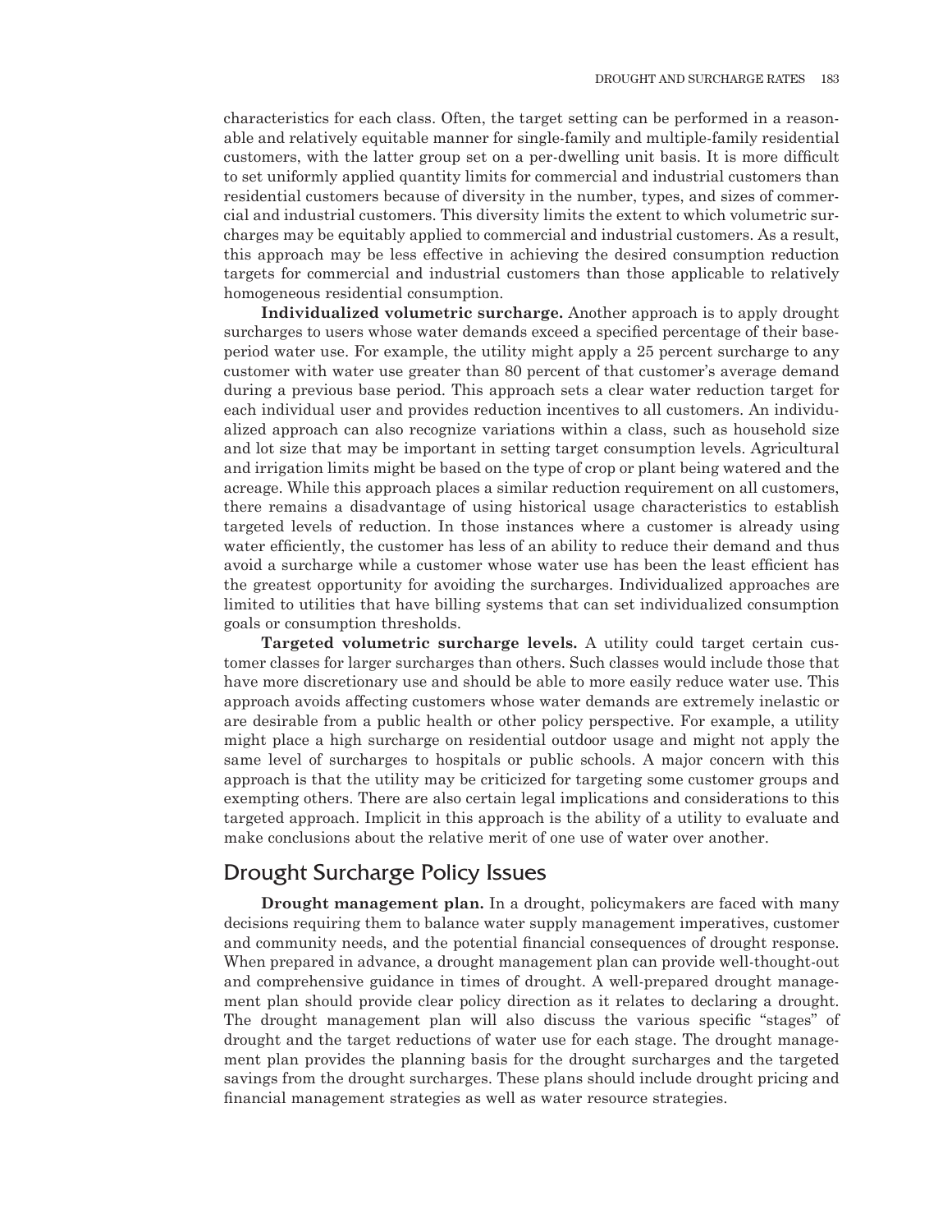characteristics for each class. Often, the target setting can be performed in a reasonable and relatively equitable manner for single-family and multiple-family residential customers, with the latter group set on a per-dwelling unit basis. It is more difficult to set uniformly applied quantity limits for commercial and industrial customers than residential customers because of diversity in the number, types, and sizes of commercial and industrial customers. This diversity limits the extent to which volumetric surcharges may be equitably applied to commercial and industrial customers. As a result, this approach may be less effective in achieving the desired consumption reduction targets for commercial and industrial customers than those applicable to relatively homogeneous residential consumption.

**Individualized volumetric surcharge.** Another approach is to apply drought surcharges to users whose water demands exceed a specified percentage of their base-period water use. For example, the utility might apply a 25 percent surcharge to any customer with water use greater than 80 percent of that customer's average demand during a previous base period. This approach sets a clear water reduction target for each individual user and provides reduction incentives to all customers. An individualized approach can also recognize variations within a class, such as household size and lot size that may be important in setting target consumption levels. Agricultural and irrigation limits might be based on the type of crop or plant being watered and the acreage. While this approach places a similar reduction requirement on all customers, there remains a disadvantage of using historical usage characteristics to establish targeted levels of reduction. In those instances where a customer is already using water efficiently, the customer has less of an ability to reduce their demand and thus avoid a surcharge while a customer whose water use has been the least efficient has the greatest opportunity for avoiding the surcharges. Individualized approaches are limited to utilities that have billing systems that can set individualized consumption goals or consumption thresholds.

**Targeted volumetric surcharge levels.** A utility could target certain customer classes for larger surcharges than others. Such classes would include those that have more discretionary use and should be able to more easily reduce water use. This approach avoids affecting customers whose water demands are extremely inelastic or are desirable from a public health or other policy perspective. For example, a utility might place a high surcharge on residential outdoor usage and might not apply the same level of surcharges to hospitals or public schools. A major concern with this approach is that the utility may be criticized for targeting some customer groups and exempting others. There are also certain legal implications and considerations to this targeted approach. Implicit in this approach is the ability of a utility to evaluate and make conclusions about the relative merit of one use of water over another.

## Drought Surcharge Policy Issues

**Drought management plan.** In a drought, policymakers are faced with many decisions requiring them to balance water supply management imperatives, customer and community needs, and the potential financial consequences of drought response. When prepared in advance, a drought management plan can provide well-thought-out and comprehensive guidance in times of drought. A well-prepared drought management plan should provide clear policy direction as it relates to declaring a drought. The drought management plan will also discuss the various specific "stages" of drought and the target reductions of water use for each stage. The drought management plan provides the planning basis for the drought surcharges and the targeted savings from the drought surcharges. These plans should include drought pricing and financial management strategies as well as water resource strategies.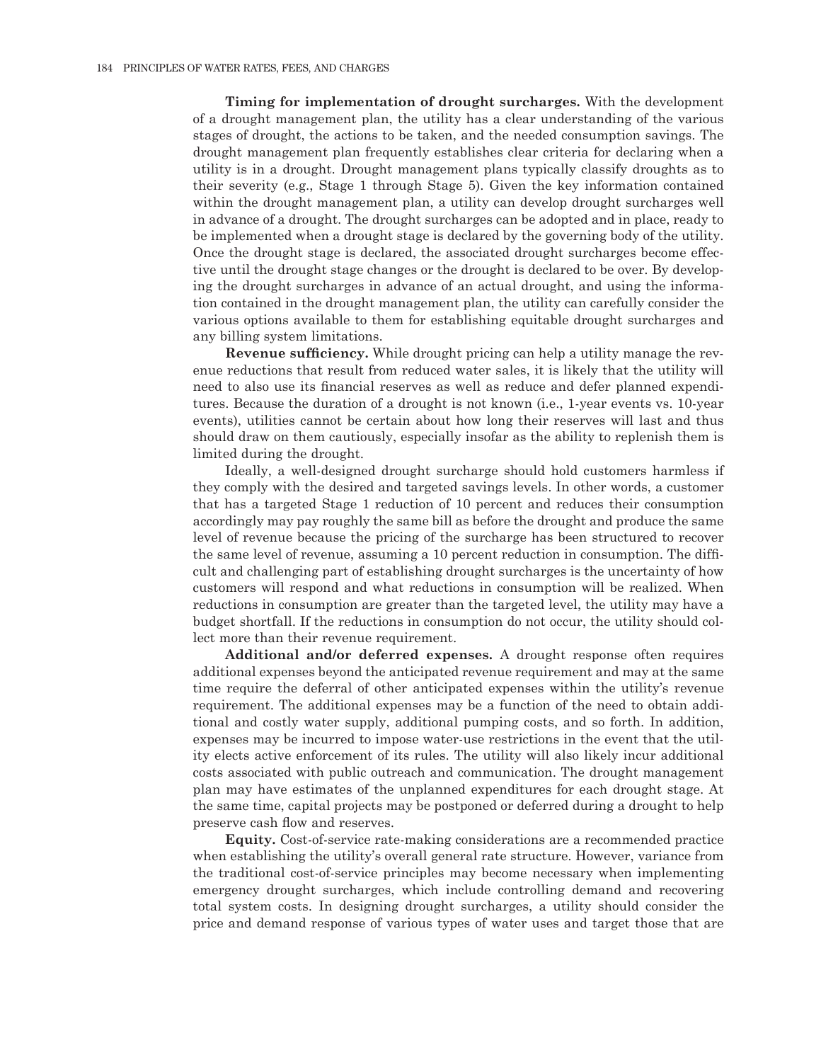**Timing for implementation of drought surcharges.** With the development of a drought management plan, the utility has a clear understanding of the various stages of drought, the actions to be taken, and the needed consumption savings. The drought management plan frequently establishes clear criteria for declaring when a utility is in a drought. Drought management plans typically classify droughts as to their severity (e.g., Stage 1 through Stage 5). Given the key information contained within the drought management plan, a utility can develop drought surcharges well in advance of a drought. The drought surcharges can be adopted and in place, ready to be implemented when a drought stage is declared by the governing body of the utility. Once the drought stage is declared, the associated drought surcharges become effective until the drought stage changes or the drought is declared to be over. By developing the drought surcharges in advance of an actual drought, and using the information contained in the drought management plan, the utility can carefully consider the various options available to them for establishing equitable drought surcharges and any billing system limitations.

**Revenue sufficiency.** While drought pricing can help a utility manage the revenue reductions that result from reduced water sales, it is likely that the utility will need to also use its financial reserves as well as reduce and defer planned expenditures. Because the duration of a drought is not known (i.e., 1-year events vs. 10-year events), utilities cannot be certain about how long their reserves will last and thus should draw on them cautiously, especially insofar as the ability to replenish them is limited during the drought.

Ideally, a well-designed drought surcharge should hold customers harmless if they comply with the desired and targeted savings levels. In other words, a customer that has a targeted Stage 1 reduction of 10 percent and reduces their consumption accordingly may pay roughly the same bill as before the drought and produce the same level of revenue because the pricing of the surcharge has been structured to recover the same level of revenue, assuming a 10 percent reduction in consumption. The difficult and challenging part of establishing drought surcharges is the uncertainty of how customers will respond and what reductions in consumption will be realized. When reductions in consumption are greater than the targeted level, the utility may have a budget shortfall. If the reductions in consumption do not occur, the utility should collect more than their revenue requirement.

**Additional and/or deferred expenses.** A drought response often requires additional expenses beyond the anticipated revenue requirement and may at the same time require the deferral of other anticipated expenses within the utility's revenue requirement. The additional expenses may be a function of the need to obtain additional and costly water supply, additional pumping costs, and so forth. In addition, expenses may be incurred to impose water-use restrictions in the event that the utility elects active enforcement of its rules. The utility will also likely incur additional costs associated with public outreach and communication. The drought management plan may have estimates of the unplanned expenditures for each drought stage. At the same time, capital projects may be postponed or deferred during a drought to help preserve cash flow and reserves.

**Equity.** Cost-of-service rate-making considerations are a recommended practice when establishing the utility's overall general rate structure. However, variance from the traditional cost-of-service principles may become necessary when implementing emergency drought surcharges, which include controlling demand and recovering total system costs. In designing drought surcharges, a utility should consider the price and demand response of various types of water uses and target those that are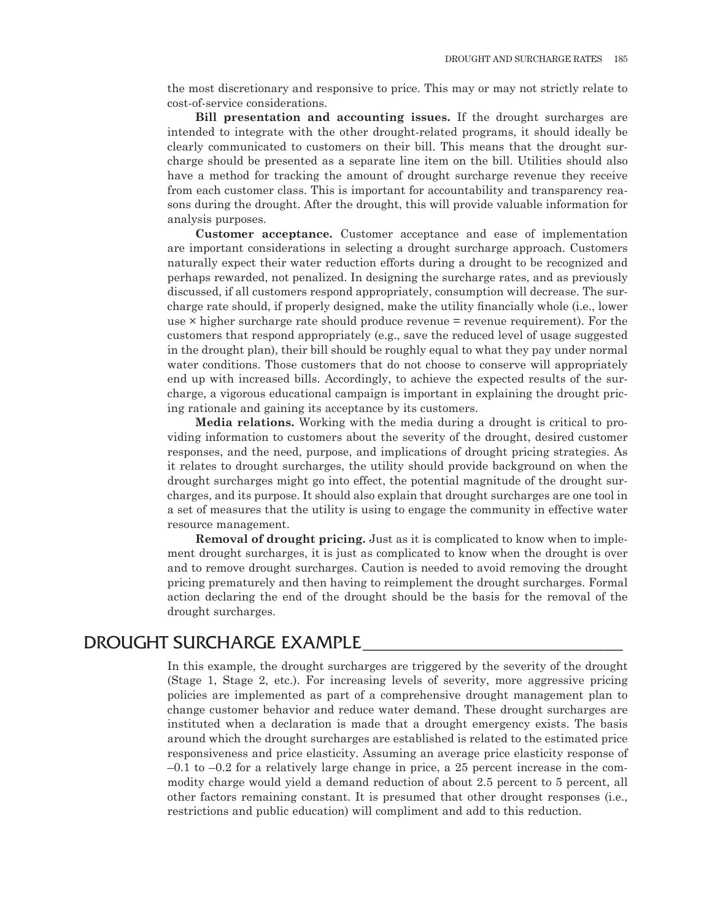the most discretionary and responsive to price. This may or may not strictly relate to cost-of-service considerations.

**Bill presentation and accounting issues.** If the drought surcharges are intended to integrate with the other drought-related programs, it should ideally be clearly communicated to customers on their bill. This means that the drought surcharge should be presented as a separate line item on the bill. Utilities should also have a method for tracking the amount of drought surcharge revenue they receive from each customer class. This is important for accountability and transparency reasons during the drought. After the drought, this will provide valuable information for analysis purposes.

**Customer acceptance.** Customer acceptance and ease of implementation are important considerations in selecting a drought surcharge approach. Customers naturally expect their water reduction efforts during a drought to be recognized and perhaps rewarded, not penalized. In designing the surcharge rates, and as previously discussed, if all customers respond appropriately, consumption will decrease. The surcharge rate should, if properly designed, make the utility financially whole (i.e., lower use × higher surcharge rate should produce revenue = revenue requirement). For the customers that respond appropriately (e.g., save the reduced level of usage suggested in the drought plan), their bill should be roughly equal to what they pay under normal water conditions. Those customers that do not choose to conserve will appropriately end up with increased bills. Accordingly, to achieve the expected results of the surcharge, a vigorous educational campaign is important in explaining the drought pricing rationale and gaining its acceptance by its customers.

**Media relations.** Working with the media during a drought is critical to providing information to customers about the severity of the drought, desired customer responses, and the need, purpose, and implications of drought pricing strategies. As it relates to drought surcharges, the utility should provide background on when the drought surcharges might go into effect, the potential magnitude of the drought surcharges, and its purpose. It should also explain that drought surcharges are one tool in a set of measures that the utility is using to engage the community in effective water resource management.

**Removal of drought pricing.** Just as it is complicated to know when to implement drought surcharges, it is just as complicated to know when the drought is over and to remove drought surcharges. Caution is needed to avoid removing the drought pricing prematurely and then having to reimplement the drought surcharges. Formal action declaring the end of the drought should be the basis for the removal of the drought surcharges.

## DROUGHT SURCHARGE EXAMPLE

In this example, the drought surcharges are triggered by the severity of the drought (Stage 1, Stage 2, etc.). For increasing levels of severity, more aggressive pricing policies are implemented as part of a comprehensive drought management plan to change customer behavior and reduce water demand. These drought surcharges are instituted when a declaration is made that a drought emergency exists. The basis around which the drought surcharges are established is related to the estimated price responsiveness and price elasticity. Assuming an average price elasticity response of –0.1 to –0.2 for a relatively large change in price, a 25 percent increase in the commodity charge would yield a demand reduction of about 2.5 percent to 5 percent, all other factors remaining constant. It is presumed that other drought responses (i.e., restrictions and public education) will compliment and add to this reduction.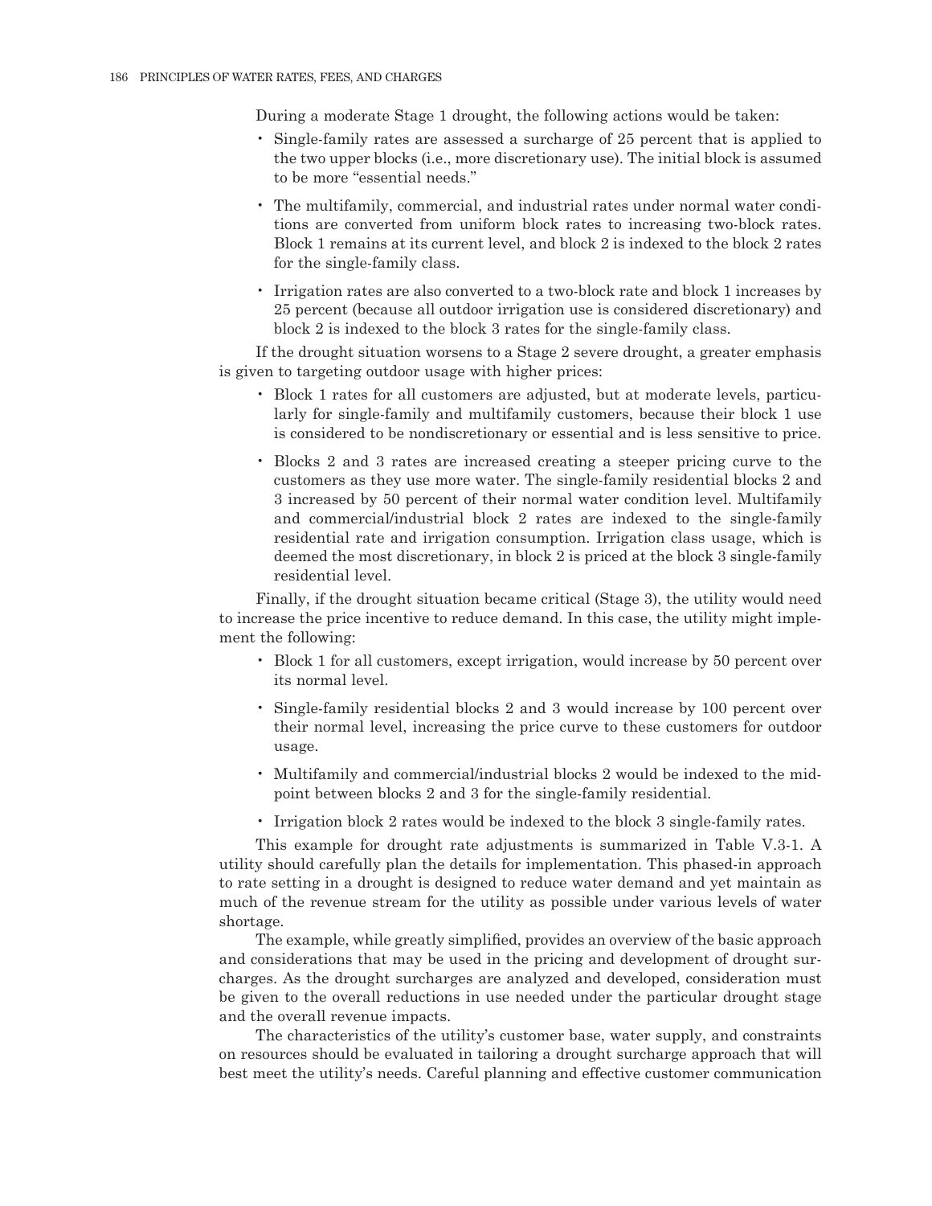During a moderate Stage 1 drought, the following actions would be taken:

- Single-family rates are assessed a surcharge of 25 percent that is applied to the two upper blocks (i.e., more discretionary use). The initial block is assumed to be more "essential needs."
- The multifamily, commercial, and industrial rates under normal water conditions are converted from uniform block rates to increasing two-block rates. Block 1 remains at its current level, and block 2 is indexed to the block 2 rates for the single-family class.
- Irrigation rates are also converted to a two-block rate and block 1 increases by 25 percent (because all outdoor irrigation use is considered discretionary) and block 2 is indexed to the block 3 rates for the single-family class.

If the drought situation worsens to a Stage 2 severe drought, a greater emphasis is given to targeting outdoor usage with higher prices:

- Block 1 rates for all customers are adjusted, but at moderate levels, particularly for single-family and multifamily customers, because their block 1 use is considered to be nondiscretionary or essential and is less sensitive to price.
- Blocks 2 and 3 rates are increased creating a steeper pricing curve to the customers as they use more water. The single-family residential blocks 2 and 3 increased by 50 percent of their normal water condition level. Multifamily and commercial/industrial block 2 rates are indexed to the single-family residential rate and irrigation consumption. Irrigation class usage, which is deemed the most discretionary, in block 2 is priced at the block 3 single-family residential level.

Finally, if the drought situation became critical (Stage 3), the utility would need to increase the price incentive to reduce demand. In this case, the utility might implement the following:

- Block 1 for all customers, except irrigation, would increase by 50 percent over its normal level.
- Single-family residential blocks 2 and 3 would increase by 100 percent over their normal level, increasing the price curve to these customers for outdoor usage.
- Multifamily and commercial/industrial blocks 2 would be indexed to the midpoint between blocks 2 and 3 for the single-family residential.
- Irrigation block 2 rates would be indexed to the block 3 single-family rates.

This example for drought rate adjustments is summarized in Table V.3-1. A utility should carefully plan the details for implementation. This phased-in approach to rate setting in a drought is designed to reduce water demand and yet maintain as much of the revenue stream for the utility as possible under various levels of water shortage.

The example, while greatly simplified, provides an overview of the basic approach and considerations that may be used in the pricing and development of drought surcharges. As the drought surcharges are analyzed and developed, consideration must be given to the overall reductions in use needed under the particular drought stage and the overall revenue impacts.

The characteristics of the utility's customer base, water supply, and constraints on resources should be evaluated in tailoring a drought surcharge approach that will best meet the utility's needs. Careful planning and effective customer communication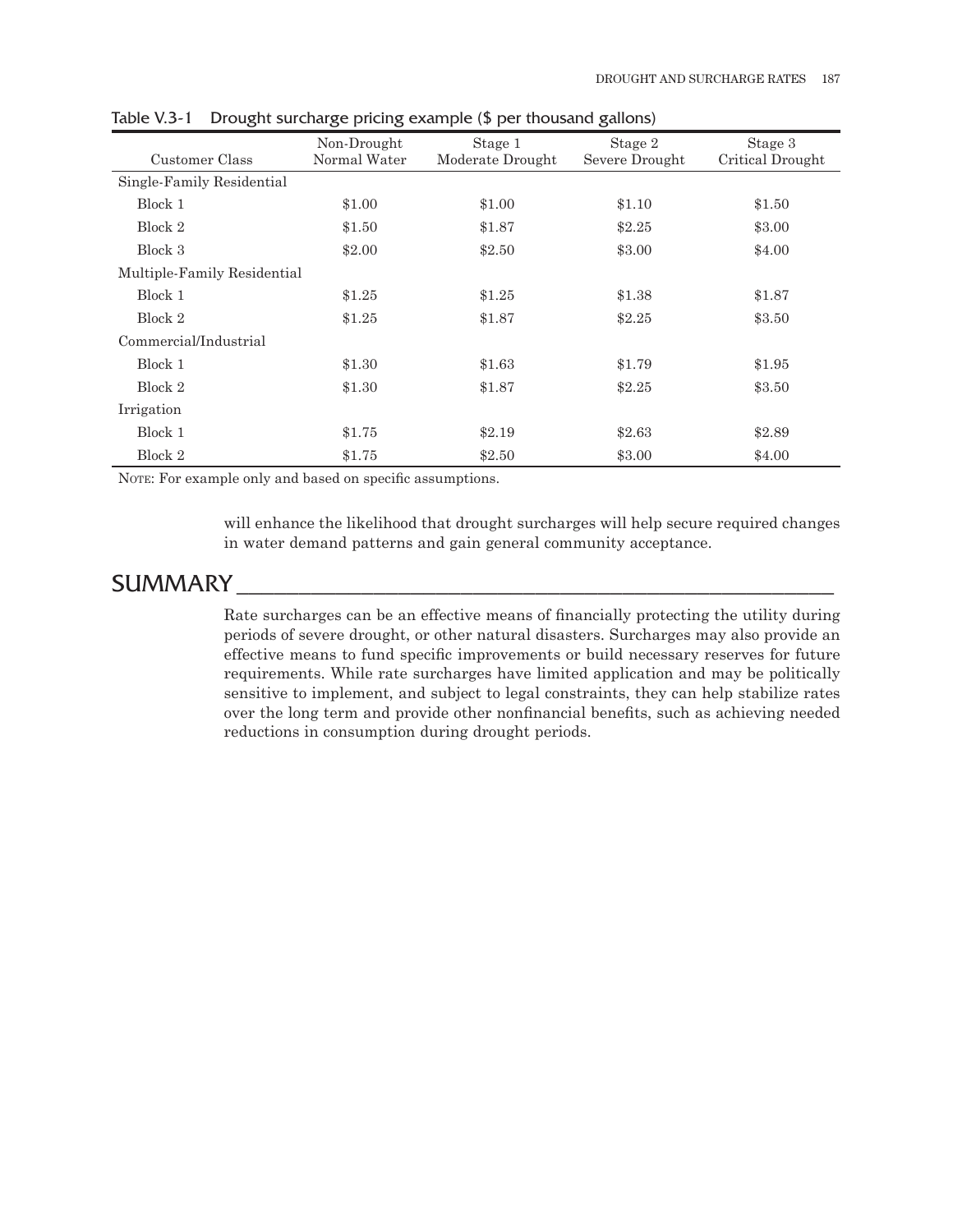Table V.3-1 Drought surcharge pricing example ($ per thousand gallons)

| Customer Class | Non-Drought Normal Water | Stage 1 Moderate Drought | Stage 2 Severe Drought | Stage 3 Critical Drought |
|---|---|---|---|---|
| Single-Family Residential | | | | |
| Block 1 | $1.00 | $1.00 | $1.10 | $1.50 |
| Block 2 | $1.50 | $1.87 | $2.25 | $3.00 |
| Block 3 | $2.00 | $2.50 | $3.00 | $4.00 |
| Multiple-Family Residential | | | | |
| Block 1 | $1.25 | $1.25 | $1.38 | $1.87 |
| Block 2 | $1.25 | $1.87 | $2.25 | $3.50 |
| Commercial/Industrial | | | | |
| Block 1 | $1.30 | $1.63 | $1.79 | $1.95 |
| Block 2 | $1.30 | $1.87 | $2.25 | $3.50 |
| Irrigation | | | | |
| Block 1 | $1.75 | $2.19 | $2.63 | $2.89 |
| Block 2 | $1.75 | $2.50 | $3.00 | $4.00 |

NOTE: For example only and based on specific assumptions.

will enhance the likelihood that drought surcharges will help secure required changes in water demand patterns and gain general community acceptance.

## SUMMARY

Rate surcharges can be an effective means of financially protecting the utility during periods of severe drought, or other natural disasters. Surcharges may also provide an effective means to fund specific improvements or build necessary reserves for future requirements. While rate surcharges have limited application and may be politically sensitive to implement, and subject to legal constraints, they can help stabilize rates over the long term and provide other nonfinancial benefits, such as achieving needed reductions in consumption during drought periods.